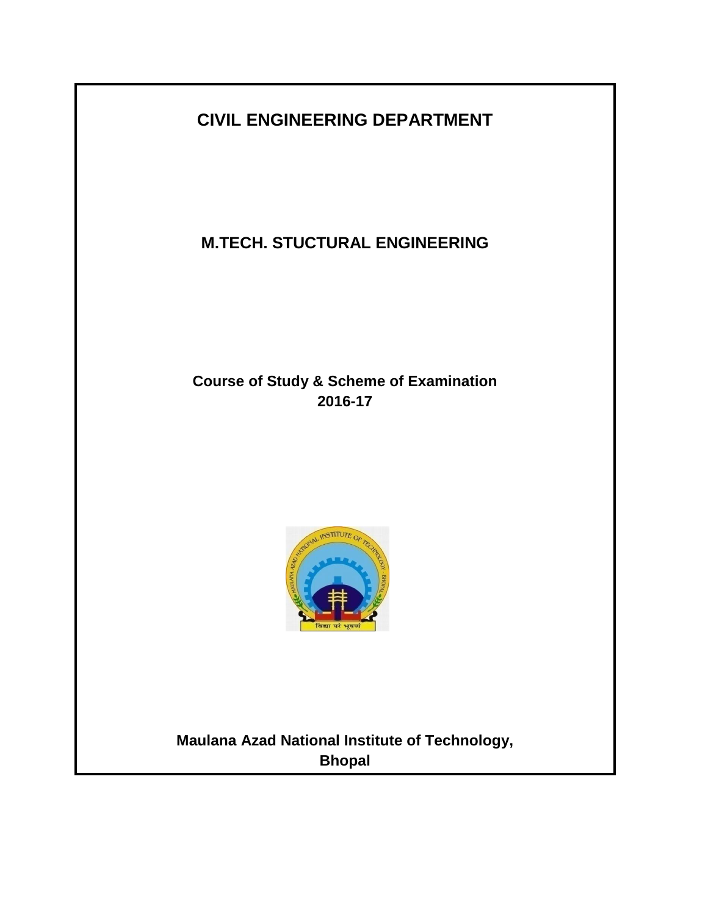# CIVIL ENGINEERING DEPARTMENT

## M.TECH. STUCTURAL ENGINEERING

**Course of Study & Scheme of Examination**
**2016-17**

**Maulana Azad National Institute of Technology, Bhopal**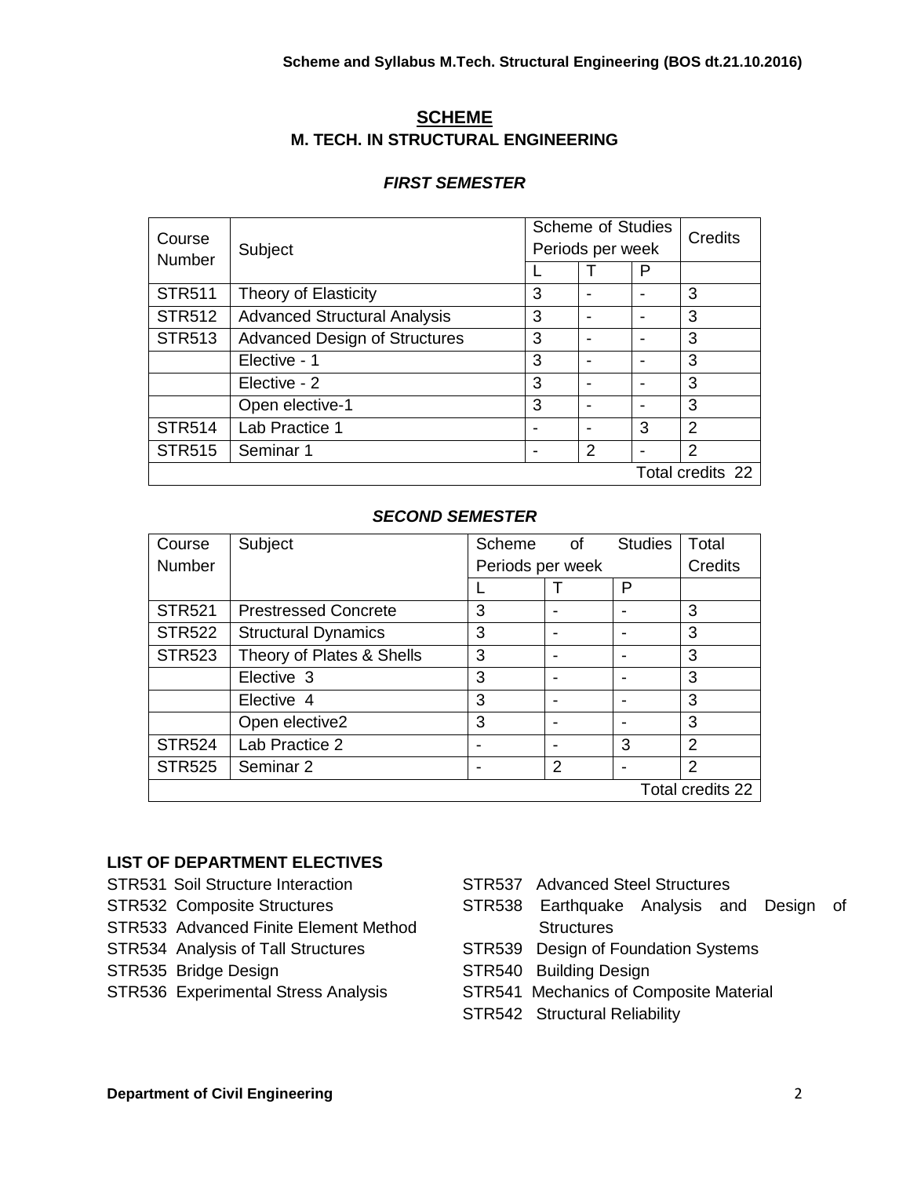# SCHEME

## M. TECH. IN STRUCTURAL ENGINEERING

### *FIRST SEMESTER*

| Course Number | Subject | Scheme of Studies Periods per week | | | Credits |
|---|---|---|---|---|---|
| | | L | T | P | |
| STR511 | Theory of Elasticity | 3 | - | - | 3 |
| STR512 | Advanced Structural Analysis | 3 | - | - | 3 |
| STR513 | Advanced Design of Structures | 3 | - | - | 3 |
| | Elective - 1 | 3 | - | - | 3 |
| | Elective - 2 | 3 | - | - | 3 |
| | Open elective-1 | 3 | - | - | 3 |
| STR514 | Lab Practice 1 | - | - | 3 | 2 |
| STR515 | Seminar 1 | - | 2 | - | 2 |
| | | | | | Total credits 22 |

### *SECOND SEMESTER*

| Course Number | Subject | Scheme of Studies Periods per week | | | Total Credits |
|---|---|---|---|---|---|
| | | L | T | P | |
| STR521 | Prestressed Concrete | 3 | - | - | 3 |
| STR522 | Structural Dynamics | 3 | - | - | 3 |
| STR523 | Theory of Plates & Shells | 3 | - | - | 3 |
| | Elective 3 | 3 | - | - | 3 |
| | Elective 4 | 3 | - | - | 3 |
| | Open elective2 | 3 | - | - | 3 |
| STR524 | Lab Practice 2 | - | - | 3 | 2 |
| STR525 | Seminar 2 | - | 2 | - | 2 |
| | | | | | Total credits 22 |

### LIST OF DEPARTMENT ELECTIVES

STR531 Soil Structure Interaction
STR532 Composite Structures
STR533 Advanced Finite Element Method
STR534 Analysis of Tall Structures
STR535 Bridge Design
STR536 Experimental Stress Analysis
STR537 Advanced Steel Structures
STR538 Earthquake Analysis and Design of Structures
STR539 Design of Foundation Systems
STR540 Building Design
STR541 Mechanics of Composite Material
STR542 Structural Reliability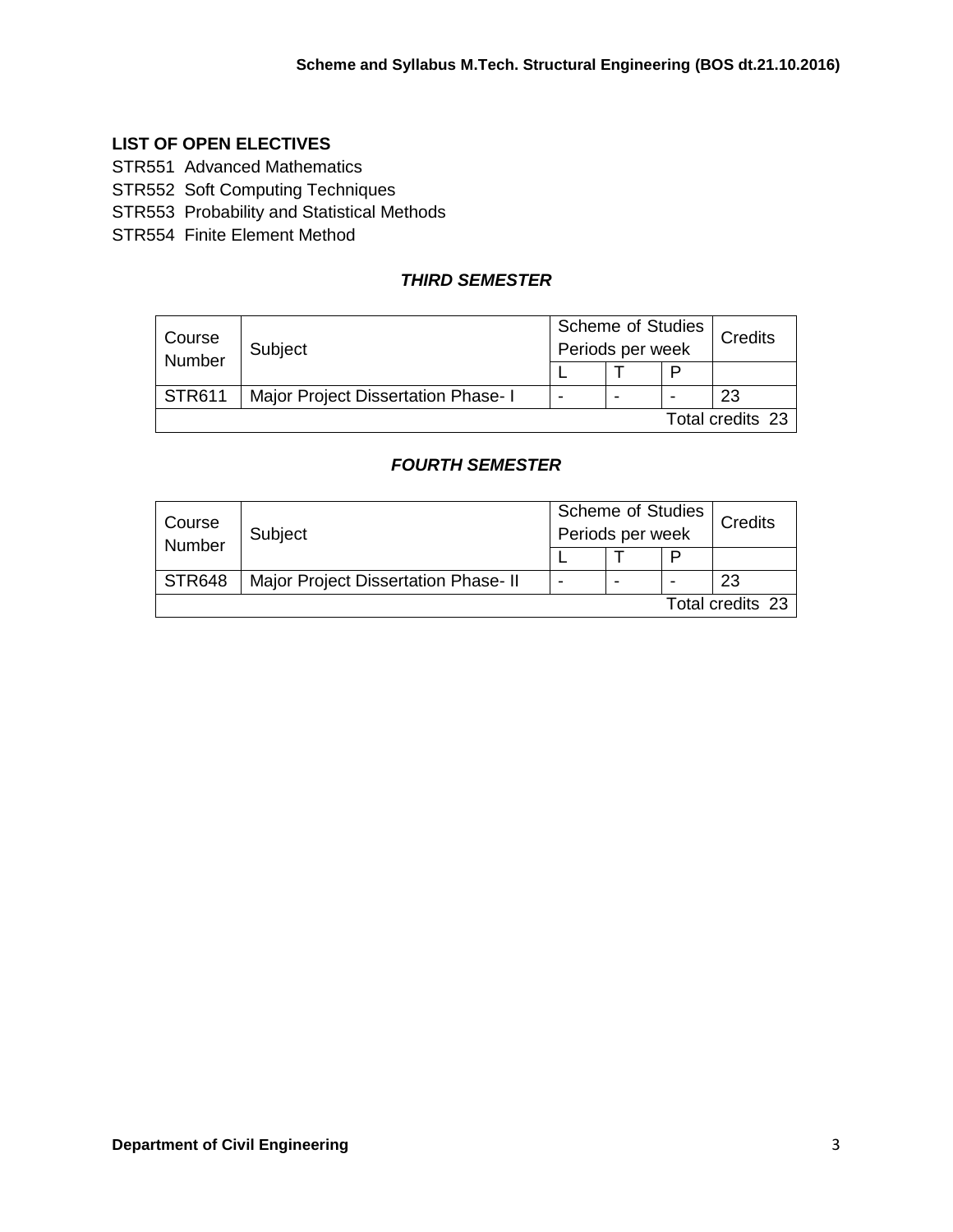## LIST OF OPEN ELECTIVES

STR551 Advanced Mathematics
STR552 Soft Computing Techniques
STR553 Probability and Statistical Methods
STR554 Finite Element Method

### *THIRD SEMESTER*

| Course Number | Subject | Scheme of Studies Periods per week | | | Credits |
|---|---|---|---|---|---|
| | | L | T | P | |
| STR611 | Major Project Dissertation Phase- I | - | - | - | 23 |
| | | | | | Total credits 23 |

### *FOURTH SEMESTER*

| Course Number | Subject | Scheme of Studies Periods per week | | | Credits |
|---|---|---|---|---|---|
| | | L | T | P | |
| STR648 | Major Project Dissertation Phase- II | - | - | - | 23 |
| | | | | | Total credits 23 |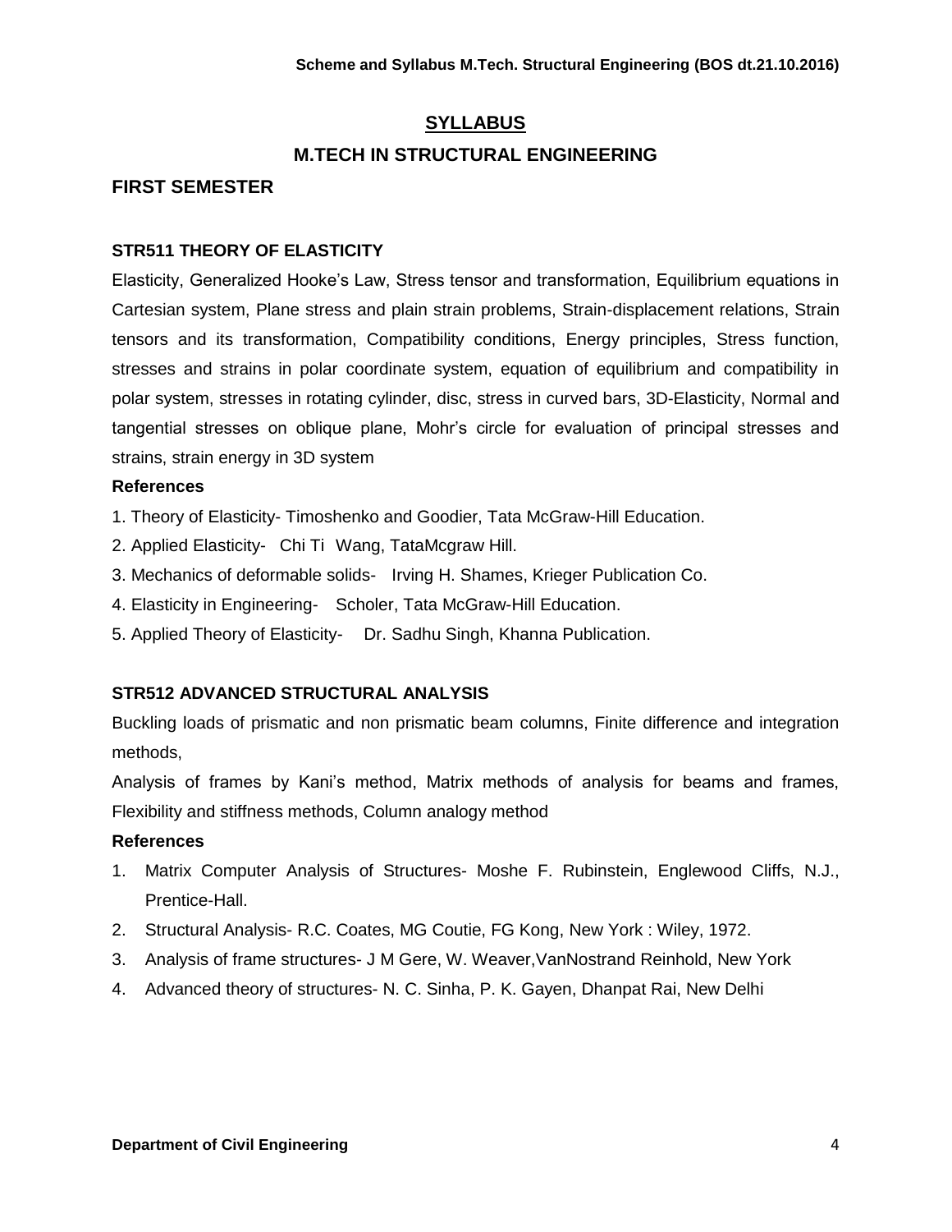# SYLLABUS

## M.TECH IN STRUCTURAL ENGINEERING

## FIRST SEMESTER

### STR511 THEORY OF ELASTICITY

Elasticity, Generalized Hooke's Law, Stress tensor and transformation, Equilibrium equations in Cartesian system, Plane stress and plain strain problems, Strain-displacement relations, Strain tensors and its transformation, Compatibility conditions, Energy principles, Stress function, stresses and strains in polar coordinate system, equation of equilibrium and compatibility in polar system, stresses in rotating cylinder, disc, stress in curved bars, 3D-Elasticity, Normal and tangential stresses on oblique plane, Mohr's circle for evaluation of principal stresses and strains, strain energy in 3D system

**References**

1. Theory of Elasticity- Timoshenko and Goodier, Tata McGraw-Hill Education.
2. Applied Elasticity- Chi Ti Wang, TataMcgraw Hill.
3. Mechanics of deformable solids- Irving H. Shames, Krieger Publication Co.
4. Elasticity in Engineering- Scholer, Tata McGraw-Hill Education.
5. Applied Theory of Elasticity- Dr. Sadhu Singh, Khanna Publication.

### STR512 ADVANCED STRUCTURAL ANALYSIS

Buckling loads of prismatic and non prismatic beam columns, Finite difference and integration methods,

Analysis of frames by Kani's method, Matrix methods of analysis for beams and frames, Flexibility and stiffness methods, Column analogy method

**References**

1. Matrix Computer Analysis of Structures- Moshe F. Rubinstein, Englewood Cliffs, N.J., Prentice-Hall.
2. Structural Analysis- R.C. Coates, MG Coutie, FG Kong, New York : Wiley, 1972.
3. Analysis of frame structures- J M Gere, W. Weaver,VanNostrand Reinhold, New York
4. Advanced theory of structures- N. C. Sinha, P. K. Gayen, Dhanpat Rai, New Delhi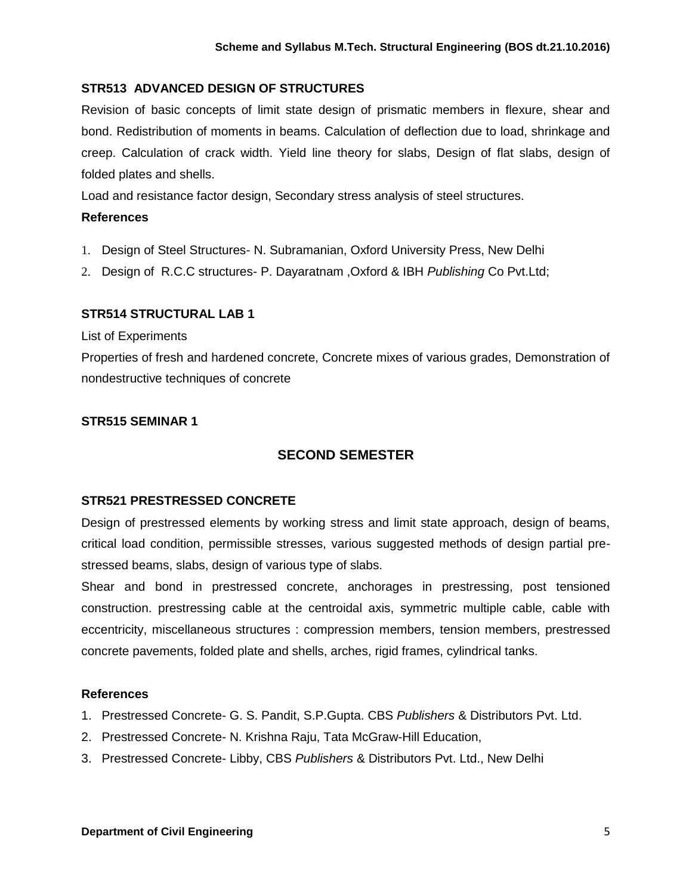### STR513 ADVANCED DESIGN OF STRUCTURES

Revision of basic concepts of limit state design of prismatic members in flexure, shear and bond. Redistribution of moments in beams. Calculation of deflection due to load, shrinkage and creep. Calculation of crack width. Yield line theory for slabs, Design of flat slabs, design of folded plates and shells.

Load and resistance factor design, Secondary stress analysis of steel structures.

**References**

1. Design of Steel Structures- N. Subramanian, Oxford University Press, New Delhi
2. Design of R.C.C structures- P. Dayaratnam ,Oxford & IBH *Publishing* Co Pvt.Ltd;

### STR514 STRUCTURAL LAB 1

List of Experiments

Properties of fresh and hardened concrete, Concrete mixes of various grades, Demonstration of nondestructive techniques of concrete

### STR515 SEMINAR 1

## SECOND SEMESTER

### STR521 PRESTRESSED CONCRETE

Design of prestressed elements by working stress and limit state approach, design of beams, critical load condition, permissible stresses, various suggested methods of design partial pre-stressed beams, slabs, design of various type of slabs.

Shear and bond in prestressed concrete, anchorages in prestressing, post tensioned construction. prestressing cable at the centroidal axis, symmetric multiple cable, cable with eccentricity, miscellaneous structures : compression members, tension members, prestressed concrete pavements, folded plate and shells, arches, rigid frames, cylindrical tanks.

**References**

1. Prestressed Concrete- G. S. Pandit, S.P.Gupta. CBS *Publishers* & Distributors Pvt. Ltd.
2. Prestressed Concrete- N. Krishna Raju, Tata McGraw-Hill Education,
3. Prestressed Concrete- Libby, CBS *Publishers* & Distributors Pvt. Ltd., New Delhi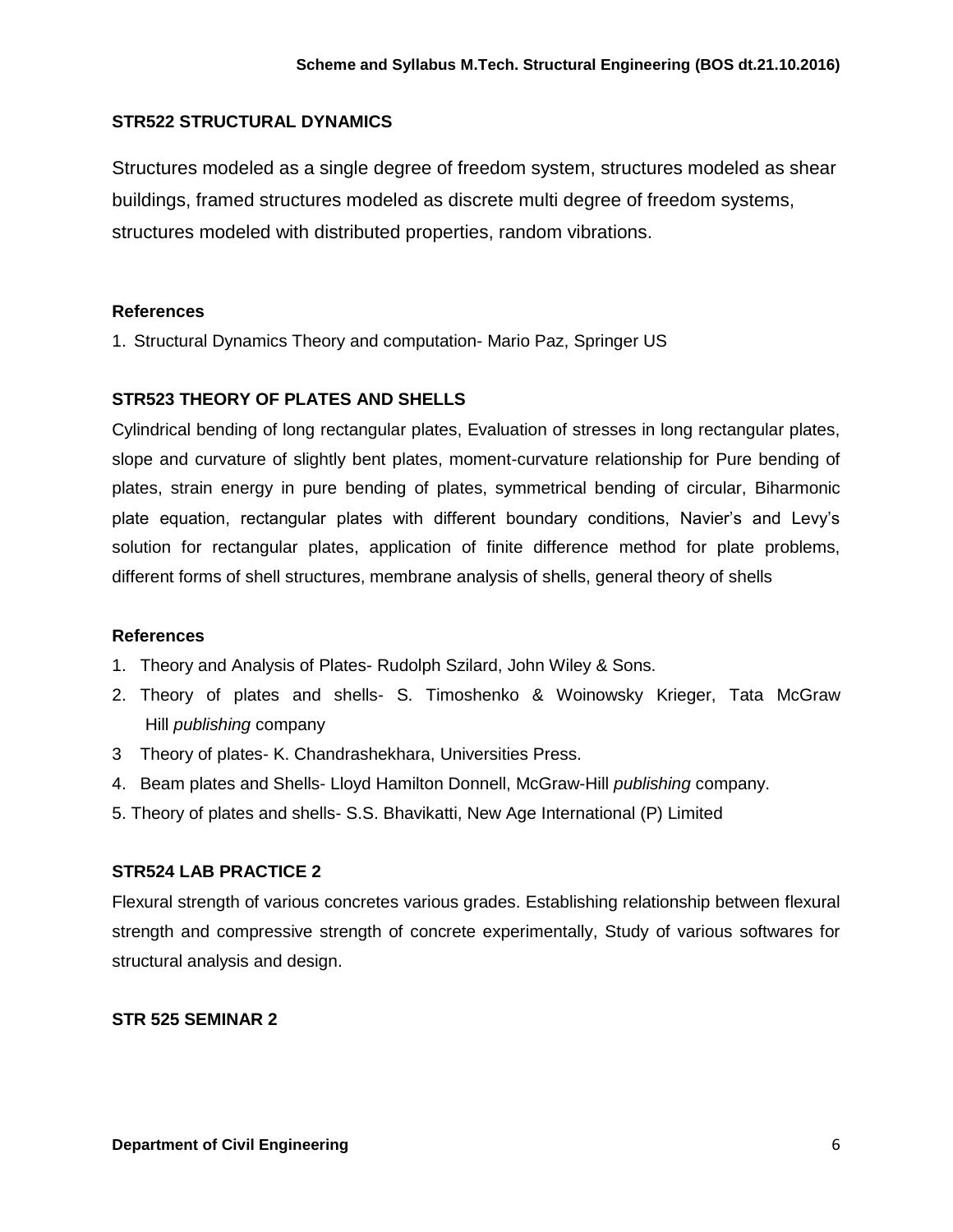### STR522 STRUCTURAL DYNAMICS

Structures modeled as a single degree of freedom system, structures modeled as shear buildings, framed structures modeled as discrete multi degree of freedom systems, structures modeled with distributed properties, random vibrations.

#### References

1. Structural Dynamics Theory and computation- Mario Paz, Springer US

### STR523 THEORY OF PLATES AND SHELLS

Cylindrical bending of long rectangular plates, Evaluation of stresses in long rectangular plates, slope and curvature of slightly bent plates, moment-curvature relationship for Pure bending of plates, strain energy in pure bending of plates, symmetrical bending of circular, Biharmonic plate equation, rectangular plates with different boundary conditions, Navier's and Levy's solution for rectangular plates, application of finite difference method for plate problems, different forms of shell structures, membrane analysis of shells, general theory of shells

#### References

1. Theory and Analysis of Plates- Rudolph Szilard, John Wiley & Sons.
2. Theory of plates and shells- S. Timoshenko & Woinowsky Krieger, Tata McGraw Hill *publishing* company
3. Theory of plates- K. Chandrashekhara, Universities Press.
4. Beam plates and Shells- Lloyd Hamilton Donnell, McGraw-Hill *publishing* company.
5. Theory of plates and shells- S.S. Bhavikatti, New Age International (P) Limited

### STR524 LAB PRACTICE 2

Flexural strength of various concretes various grades. Establishing relationship between flexural strength and compressive strength of concrete experimentally, Study of various softwares for structural analysis and design.

### STR 525 SEMINAR 2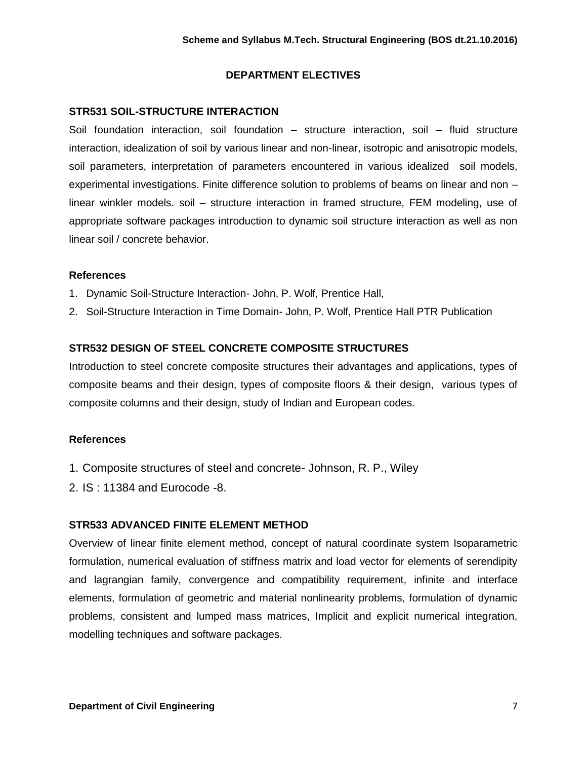## DEPARTMENT ELECTIVES

### STR531 SOIL-STRUCTURE INTERACTION

Soil foundation interaction, soil foundation – structure interaction, soil – fluid structure interaction, idealization of soil by various linear and non-linear, isotropic and anisotropic models, soil parameters, interpretation of parameters encountered in various idealized soil models, experimental investigations. Finite difference solution to problems of beams on linear and non – linear winkler models. soil – structure interaction in framed structure, FEM modeling, use of appropriate software packages introduction to dynamic soil structure interaction as well as non linear soil / concrete behavior.

**References**

1. Dynamic Soil-Structure Interaction- John, P. Wolf, Prentice Hall,
2. Soil-Structure Interaction in Time Domain- John, P. Wolf, Prentice Hall PTR Publication

### STR532 DESIGN OF STEEL CONCRETE COMPOSITE STRUCTURES

Introduction to steel concrete composite structures their advantages and applications, types of composite beams and their design, types of composite floors & their design, various types of composite columns and their design, study of Indian and European codes.

**References**

1. Composite structures of steel and concrete- Johnson, R. P., Wiley
2. IS : 11384 and Eurocode -8.

### STR533 ADVANCED FINITE ELEMENT METHOD

Overview of linear finite element method, concept of natural coordinate system Isoparametric formulation, numerical evaluation of stiffness matrix and load vector for elements of serendipity and lagrangian family, convergence and compatibility requirement, infinite and interface elements, formulation of geometric and material nonlinearity problems, formulation of dynamic problems, consistent and lumped mass matrices, Implicit and explicit numerical integration, modelling techniques and software packages.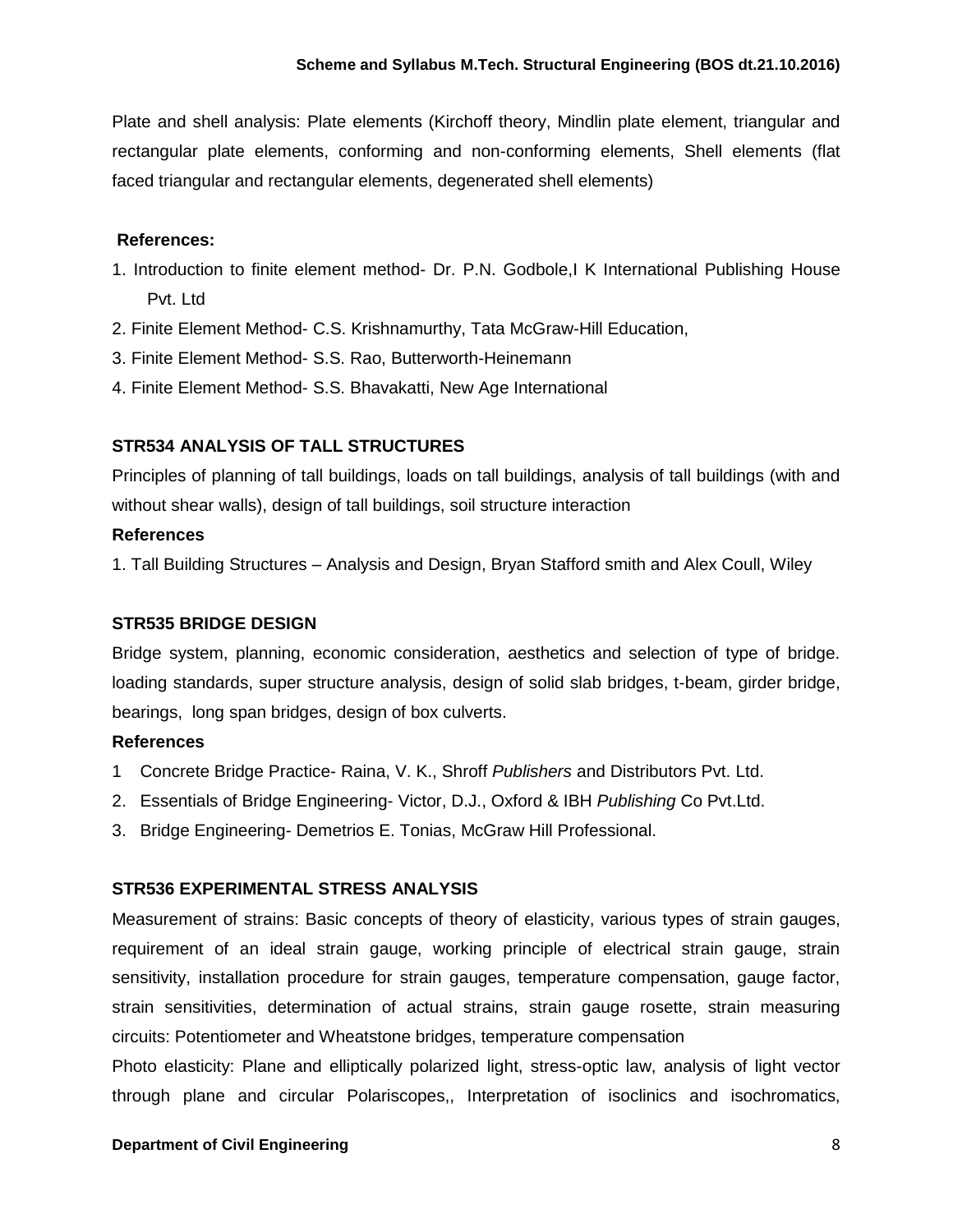Plate and shell analysis: Plate elements (Kirchoff theory, Mindlin plate element, triangular and rectangular plate elements, conforming and non-conforming elements, Shell elements (flat faced triangular and rectangular elements, degenerated shell elements)

**References:**

1. Introduction to finite element method- Dr. P.N. Godbole,I K International Publishing House Pvt. Ltd
2. Finite Element Method- C.S. Krishnamurthy, Tata McGraw-Hill Education,
3. Finite Element Method- S.S. Rao, Butterworth-Heinemann
4. Finite Element Method- S.S. Bhavakatti, New Age International

### STR534 ANALYSIS OF TALL STRUCTURES

Principles of planning of tall buildings, loads on tall buildings, analysis of tall buildings (with and without shear walls), design of tall buildings, soil structure interaction

**References**

1. Tall Building Structures – Analysis and Design, Bryan Stafford smith and Alex Coull, Wiley

### STR535 BRIDGE DESIGN

Bridge system, planning, economic consideration, aesthetics and selection of type of bridge. loading standards, super structure analysis, design of solid slab bridges, t-beam, girder bridge, bearings, long span bridges, design of box culverts.

**References**

1. Concrete Bridge Practice- Raina, V. K., Shroff *Publishers* and Distributors Pvt. Ltd.
2. Essentials of Bridge Engineering- Victor, D.J., Oxford & IBH *Publishing* Co Pvt.Ltd.
3. Bridge Engineering- Demetrios E. Tonias, McGraw Hill Professional.

### STR536 EXPERIMENTAL STRESS ANALYSIS

Measurement of strains: Basic concepts of theory of elasticity, various types of strain gauges, requirement of an ideal strain gauge, working principle of electrical strain gauge, strain sensitivity, installation procedure for strain gauges, temperature compensation, gauge factor, strain sensitivities, determination of actual strains, strain gauge rosette, strain measuring circuits: Potentiometer and Wheatstone bridges, temperature compensation

Photo elasticity: Plane and elliptically polarized light, stress-optic law, analysis of light vector through plane and circular Polariscopes,, Interpretation of isoclinics and isochromatics,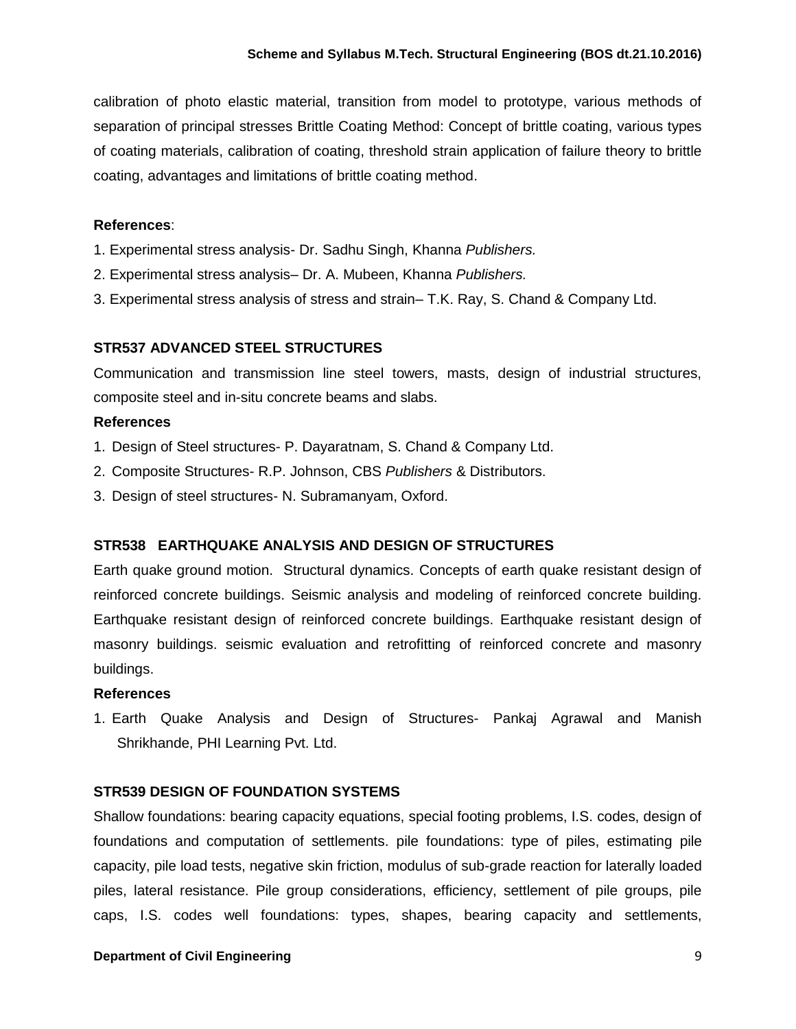calibration of photo elastic material, transition from model to prototype, various methods of separation of principal stresses Brittle Coating Method: Concept of brittle coating, various types of coating materials, calibration of coating, threshold strain application of failure theory to brittle coating, advantages and limitations of brittle coating method.

**References**:

1. Experimental stress analysis- Dr. Sadhu Singh, Khanna *Publishers.*
2. Experimental stress analysis– Dr. A. Mubeen, Khanna *Publishers.*
3. Experimental stress analysis of stress and strain– T.K. Ray, S. Chand & Company Ltd.

### STR537 ADVANCED STEEL STRUCTURES

Communication and transmission line steel towers, masts, design of industrial structures, composite steel and in-situ concrete beams and slabs.

**References**

1. Design of Steel structures- P. Dayaratnam, S. Chand & Company Ltd.
2. Composite Structures- R.P. Johnson, CBS *Publishers* & Distributors.
3. Design of steel structures- N. Subramanyam, Oxford.

### STR538 EARTHQUAKE ANALYSIS AND DESIGN OF STRUCTURES

Earth quake ground motion. Structural dynamics. Concepts of earth quake resistant design of reinforced concrete buildings. Seismic analysis and modeling of reinforced concrete building. Earthquake resistant design of reinforced concrete buildings. Earthquake resistant design of masonry buildings. seismic evaluation and retrofitting of reinforced concrete and masonry buildings.

**References**

1. Earth Quake Analysis and Design of Structures- Pankaj Agrawal and Manish Shrikhande, PHI Learning Pvt. Ltd.

### STR539 DESIGN OF FOUNDATION SYSTEMS

Shallow foundations: bearing capacity equations, special footing problems, I.S. codes, design of foundations and computation of settlements. pile foundations: type of piles, estimating pile capacity, pile load tests, negative skin friction, modulus of sub-grade reaction for laterally loaded piles, lateral resistance. Pile group considerations, efficiency, settlement of pile groups, pile caps, I.S. codes well foundations: types, shapes, bearing capacity and settlements,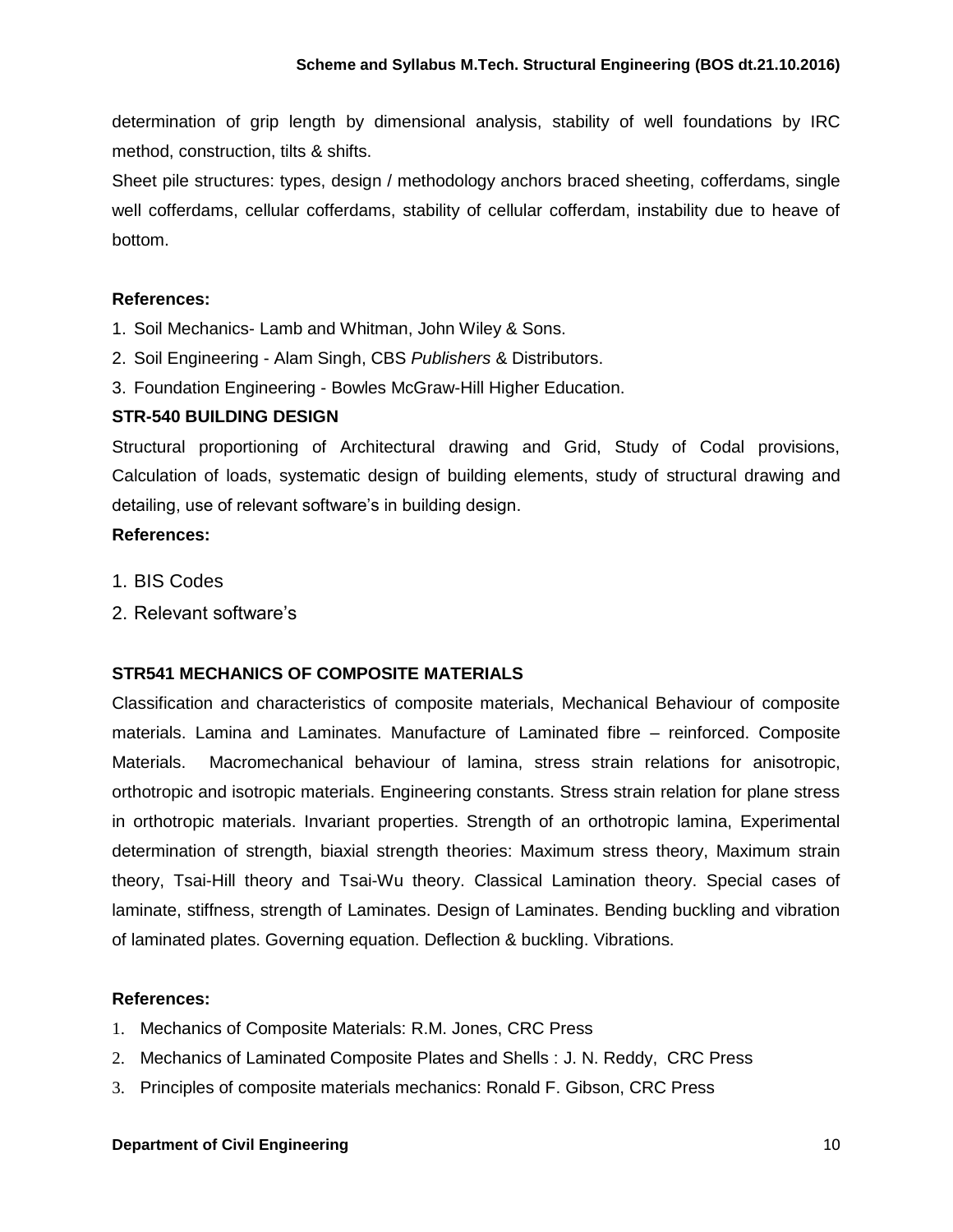determination of grip length by dimensional analysis, stability of well foundations by IRC method, construction, tilts & shifts.

Sheet pile structures: types, design / methodology anchors braced sheeting, cofferdams, single well cofferdams, cellular cofferdams, stability of cellular cofferdam, instability due to heave of bottom.

**References:**

1. Soil Mechanics- Lamb and Whitman, John Wiley & Sons.
2. Soil Engineering - Alam Singh, CBS *Publishers* & Distributors.
3. Foundation Engineering - Bowles McGraw-Hill Higher Education.

### STR-540 BUILDING DESIGN

Structural proportioning of Architectural drawing and Grid, Study of Codal provisions, Calculation of loads, systematic design of building elements, study of structural drawing and detailing, use of relevant software's in building design.

**References:**

1. BIS Codes
2. Relevant software's

### STR541 MECHANICS OF COMPOSITE MATERIALS

Classification and characteristics of composite materials, Mechanical Behaviour of composite materials. Lamina and Laminates. Manufacture of Laminated fibre – reinforced. Composite Materials. Macromechanical behaviour of lamina, stress strain relations for anisotropic, orthotropic and isotropic materials. Engineering constants. Stress strain relation for plane stress in orthotropic materials. Invariant properties. Strength of an orthotropic lamina, Experimental determination of strength, biaxial strength theories: Maximum stress theory, Maximum strain theory, Tsai-Hill theory and Tsai-Wu theory. Classical Lamination theory. Special cases of laminate, stiffness, strength of Laminates. Design of Laminates. Bending buckling and vibration of laminated plates. Governing equation. Deflection & buckling. Vibrations.

**References:**

1. Mechanics of Composite Materials: R.M. Jones, CRC Press
2. Mechanics of Laminated Composite Plates and Shells : J. N. Reddy, CRC Press
3. Principles of composite materials mechanics: Ronald F. Gibson, CRC Press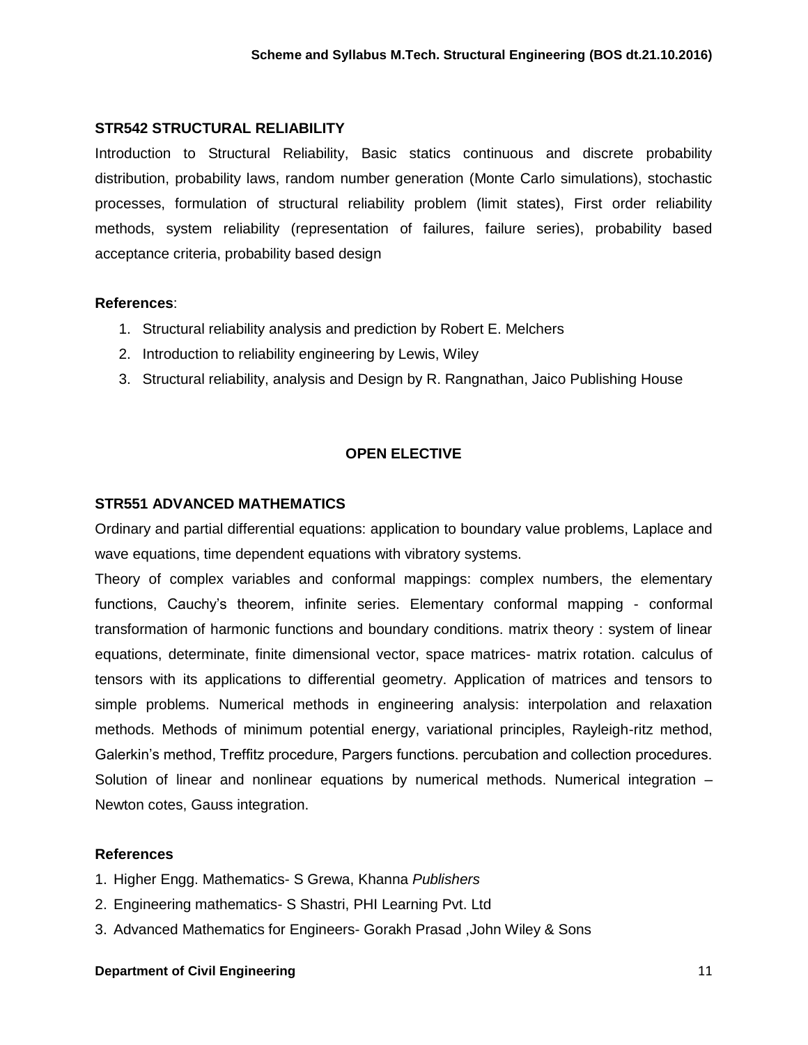### STR542 STRUCTURAL RELIABILITY

Introduction to Structural Reliability, Basic statics continuous and discrete probability distribution, probability laws, random number generation (Monte Carlo simulations), stochastic processes, formulation of structural reliability problem (limit states), First order reliability methods, system reliability (representation of failures, failure series), probability based acceptance criteria, probability based design

**References**:

1. Structural reliability analysis and prediction by Robert E. Melchers
2. Introduction to reliability engineering by Lewis, Wiley
3. Structural reliability, analysis and Design by R. Rangnathan, Jaico Publishing House

## OPEN ELECTIVE

### STR551 ADVANCED MATHEMATICS

Ordinary and partial differential equations: application to boundary value problems, Laplace and wave equations, time dependent equations with vibratory systems.

Theory of complex variables and conformal mappings: complex numbers, the elementary functions, Cauchy's theorem, infinite series. Elementary conformal mapping - conformal transformation of harmonic functions and boundary conditions. matrix theory : system of linear equations, determinate, finite dimensional vector, space matrices- matrix rotation. calculus of tensors with its applications to differential geometry. Application of matrices and tensors to simple problems. Numerical methods in engineering analysis: interpolation and relaxation methods. Methods of minimum potential energy, variational principles, Rayleigh-ritz method, Galerkin's method, Treffitz procedure, Pargers functions. percubation and collection procedures. Solution of linear and nonlinear equations by numerical methods. Numerical integration – Newton cotes, Gauss integration.

**References**

1. Higher Engg. Mathematics- S Grewa, Khanna *Publishers*
2. Engineering mathematics- S Shastri, PHI Learning Pvt. Ltd
3. Advanced Mathematics for Engineers- Gorakh Prasad ,John Wiley & Sons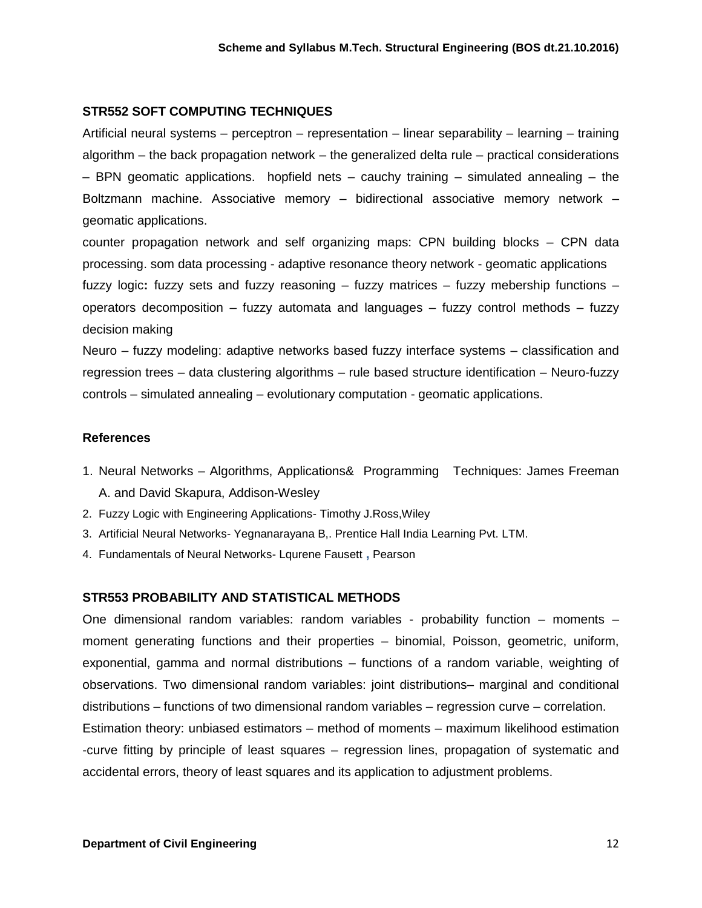### STR552 SOFT COMPUTING TECHNIQUES

Artificial neural systems – perceptron – representation – linear separability – learning – training algorithm – the back propagation network – the generalized delta rule – practical considerations – BPN geomatic applications. hopfield nets – cauchy training – simulated annealing – the Boltzmann machine. Associative memory – bidirectional associative memory network – geomatic applications.

counter propagation network and self organizing maps: CPN building blocks – CPN data processing. som data processing - adaptive resonance theory network - geomatic applications

fuzzy logic**:** fuzzy sets and fuzzy reasoning – fuzzy matrices – fuzzy mebership functions – operators decomposition – fuzzy automata and languages – fuzzy control methods – fuzzy decision making

Neuro – fuzzy modeling: adaptive networks based fuzzy interface systems – classification and regression trees – data clustering algorithms – rule based structure identification – Neuro-fuzzy controls – simulated annealing – evolutionary computation - geomatic applications.

#### References

1. Neural Networks – Algorithms, Applications& Programming Techniques: James Freeman A. and David Skapura, Addison-Wesley
2. Fuzzy Logic with Engineering Applications- Timothy J.Ross,Wiley
3. Artificial Neural Networks- Yegnanarayana B,. Prentice Hall India Learning Pvt. LTM.
4. Fundamentals of Neural Networks- Lqurene Fausett , Pearson

### STR553 PROBABILITY AND STATISTICAL METHODS

One dimensional random variables: random variables - probability function – moments – moment generating functions and their properties – binomial, Poisson, geometric, uniform, exponential, gamma and normal distributions – functions of a random variable, weighting of observations. Two dimensional random variables: joint distributions– marginal and conditional distributions – functions of two dimensional random variables – regression curve – correlation.

Estimation theory: unbiased estimators – method of moments – maximum likelihood estimation -curve fitting by principle of least squares – regression lines, propagation of systematic and accidental errors, theory of least squares and its application to adjustment problems.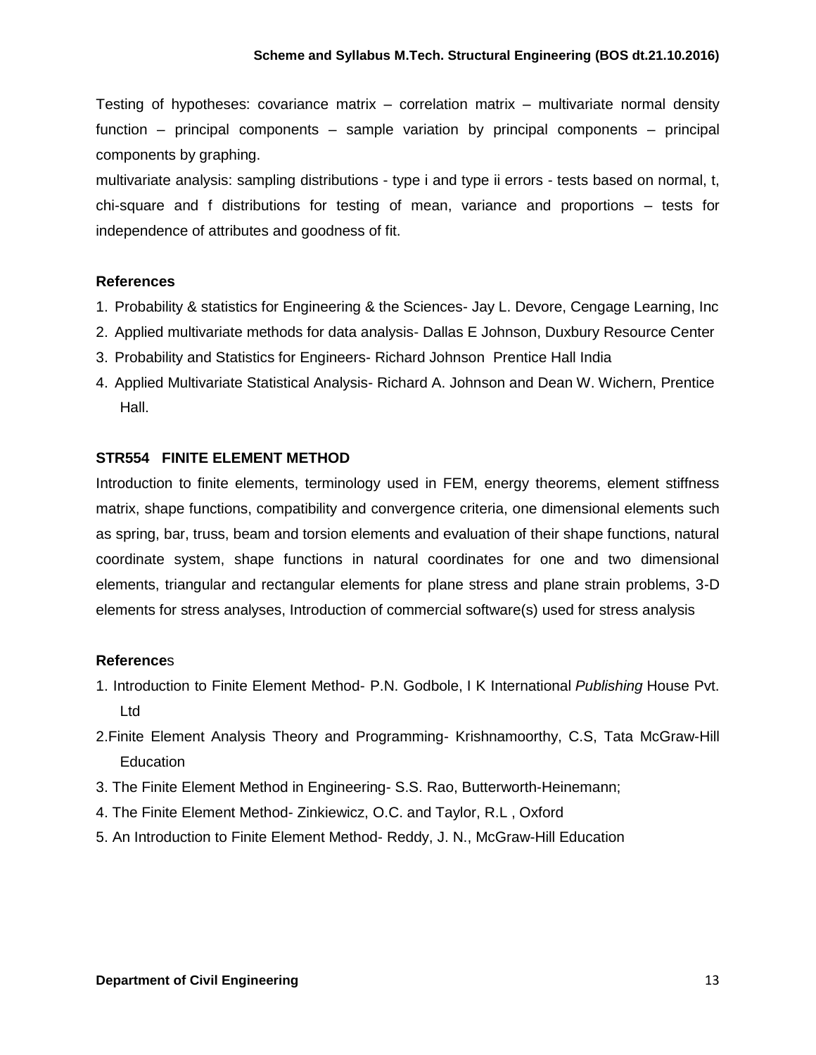Testing of hypotheses: covariance matrix – correlation matrix – multivariate normal density function – principal components – sample variation by principal components – principal components by graphing.

multivariate analysis: sampling distributions - type i and type ii errors - tests based on normal, t, chi-square and f distributions for testing of mean, variance and proportions – tests for independence of attributes and goodness of fit.

**References**

1. Probability & statistics for Engineering & the Sciences- Jay L. Devore, Cengage Learning, Inc
2. Applied multivariate methods for data analysis- Dallas E Johnson, Duxbury Resource Center
3. Probability and Statistics for Engineers- Richard Johnson Prentice Hall India
4. Applied Multivariate Statistical Analysis- Richard A. Johnson and Dean W. Wichern, Prentice Hall.

**STR554 FINITE ELEMENT METHOD**

Introduction to finite elements, terminology used in FEM, energy theorems, element stiffness matrix, shape functions, compatibility and convergence criteria, one dimensional elements such as spring, bar, truss, beam and torsion elements and evaluation of their shape functions, natural coordinate system, shape functions in natural coordinates for one and two dimensional elements, triangular and rectangular elements for plane stress and plane strain problems, 3-D elements for stress analyses, Introduction of commercial software(s) used for stress analysis

**Reference**s

1. Introduction to Finite Element Method- P.N. Godbole, I K International *Publishing* House Pvt. Ltd
2. Finite Element Analysis Theory and Programming- Krishnamoorthy, C.S, Tata McGraw-Hill Education
3. The Finite Element Method in Engineering- S.S. Rao, Butterworth-Heinemann;
4. The Finite Element Method- Zinkiewicz, O.C. and Taylor, R.L , Oxford
5. An Introduction to Finite Element Method- Reddy, J. N., McGraw-Hill Education